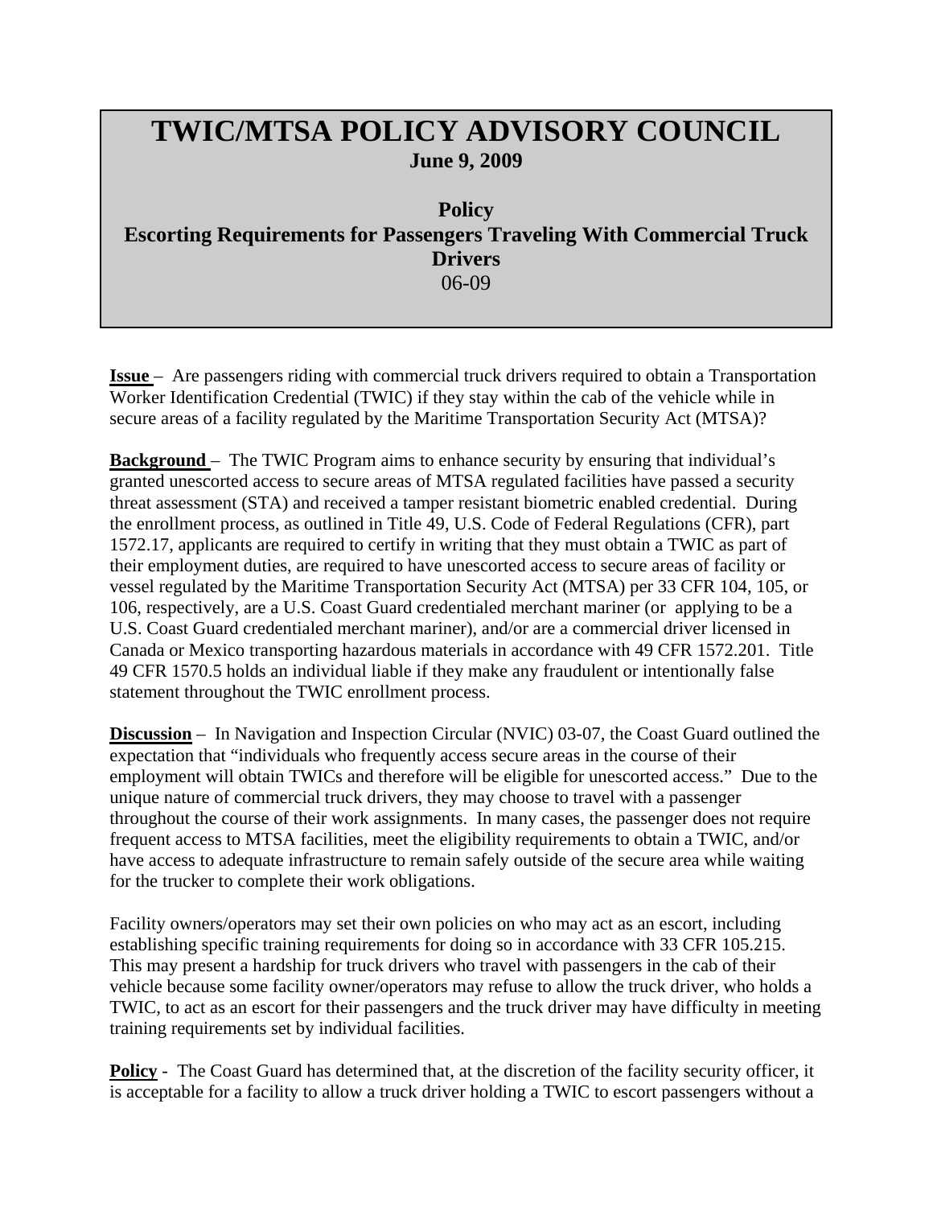# TWIC/MTSA POLICY ADVISORY COUNCIL

**June 9, 2009**

**Policy**
**Escorting Requirements for Passengers Traveling With Commercial Truck Drivers**
06-09

**Issue** – Are passengers riding with commercial truck drivers required to obtain a Transportation Worker Identification Credential (TWIC) if they stay within the cab of the vehicle while in secure areas of a facility regulated by the Maritime Transportation Security Act (MTSA)?

**Background** – The TWIC Program aims to enhance security by ensuring that individual's granted unescorted access to secure areas of MTSA regulated facilities have passed a security threat assessment (STA) and received a tamper resistant biometric enabled credential. During the enrollment process, as outlined in Title 49, U.S. Code of Federal Regulations (CFR), part 1572.17, applicants are required to certify in writing that they must obtain a TWIC as part of their employment duties, are required to have unescorted access to secure areas of facility or vessel regulated by the Maritime Transportation Security Act (MTSA) per 33 CFR 104, 105, or 106, respectively, are a U.S. Coast Guard credentialed merchant mariner (or applying to be a U.S. Coast Guard credentialed merchant mariner), and/or are a commercial driver licensed in Canada or Mexico transporting hazardous materials in accordance with 49 CFR 1572.201. Title 49 CFR 1570.5 holds an individual liable if they make any fraudulent or intentionally false statement throughout the TWIC enrollment process.

**Discussion** – In Navigation and Inspection Circular (NVIC) 03-07, the Coast Guard outlined the expectation that "individuals who frequently access secure areas in the course of their employment will obtain TWICs and therefore will be eligible for unescorted access." Due to the unique nature of commercial truck drivers, they may choose to travel with a passenger throughout the course of their work assignments. In many cases, the passenger does not require frequent access to MTSA facilities, meet the eligibility requirements to obtain a TWIC, and/or have access to adequate infrastructure to remain safely outside of the secure area while waiting for the trucker to complete their work obligations.

Facility owners/operators may set their own policies on who may act as an escort, including establishing specific training requirements for doing so in accordance with 33 CFR 105.215. This may present a hardship for truck drivers who travel with passengers in the cab of their vehicle because some facility owner/operators may refuse to allow the truck driver, who holds a TWIC, to act as an escort for their passengers and the truck driver may have difficulty in meeting training requirements set by individual facilities.

**Policy** - The Coast Guard has determined that, at the discretion of the facility security officer, it is acceptable for a facility to allow a truck driver holding a TWIC to escort passengers without a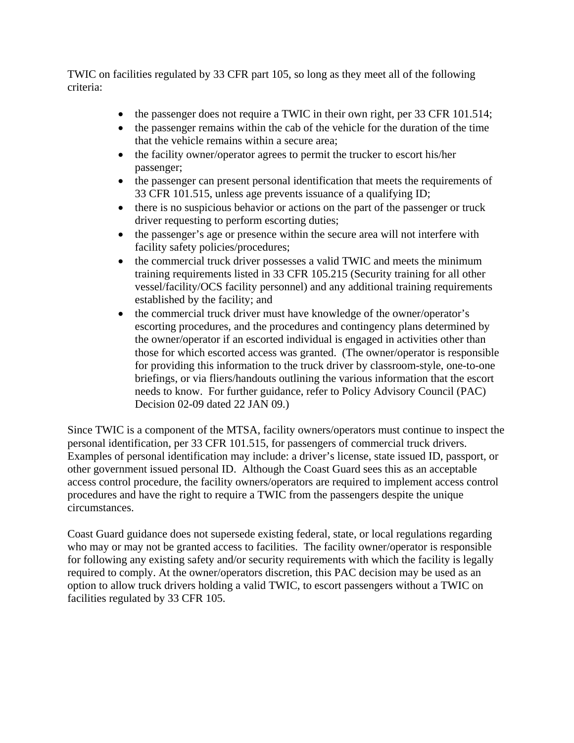TWIC on facilities regulated by 33 CFR part 105, so long as they meet all of the following criteria:

- the passenger does not require a TWIC in their own right, per 33 CFR 101.514;
- the passenger remains within the cab of the vehicle for the duration of the time that the vehicle remains within a secure area;
- the facility owner/operator agrees to permit the trucker to escort his/her passenger;
- the passenger can present personal identification that meets the requirements of 33 CFR 101.515, unless age prevents issuance of a qualifying ID;
- there is no suspicious behavior or actions on the part of the passenger or truck driver requesting to perform escorting duties;
- the passenger's age or presence within the secure area will not interfere with facility safety policies/procedures;
- the commercial truck driver possesses a valid TWIC and meets the minimum training requirements listed in 33 CFR 105.215 (Security training for all other vessel/facility/OCS facility personnel) and any additional training requirements established by the facility; and
- the commercial truck driver must have knowledge of the owner/operator's escorting procedures, and the procedures and contingency plans determined by the owner/operator if an escorted individual is engaged in activities other than those for which escorted access was granted. (The owner/operator is responsible for providing this information to the truck driver by classroom-style, one-to-one briefings, or via fliers/handouts outlining the various information that the escort needs to know. For further guidance, refer to Policy Advisory Council (PAC) Decision 02-09 dated 22 JAN 09.)

Since TWIC is a component of the MTSA, facility owners/operators must continue to inspect the personal identification, per 33 CFR 101.515, for passengers of commercial truck drivers. Examples of personal identification may include: a driver's license, state issued ID, passport, or other government issued personal ID. Although the Coast Guard sees this as an acceptable access control procedure, the facility owners/operators are required to implement access control procedures and have the right to require a TWIC from the passengers despite the unique circumstances.

Coast Guard guidance does not supersede existing federal, state, or local regulations regarding who may or may not be granted access to facilities. The facility owner/operator is responsible for following any existing safety and/or security requirements with which the facility is legally required to comply. At the owner/operators discretion, this PAC decision may be used as an option to allow truck drivers holding a valid TWIC, to escort passengers without a TWIC on facilities regulated by 33 CFR 105.